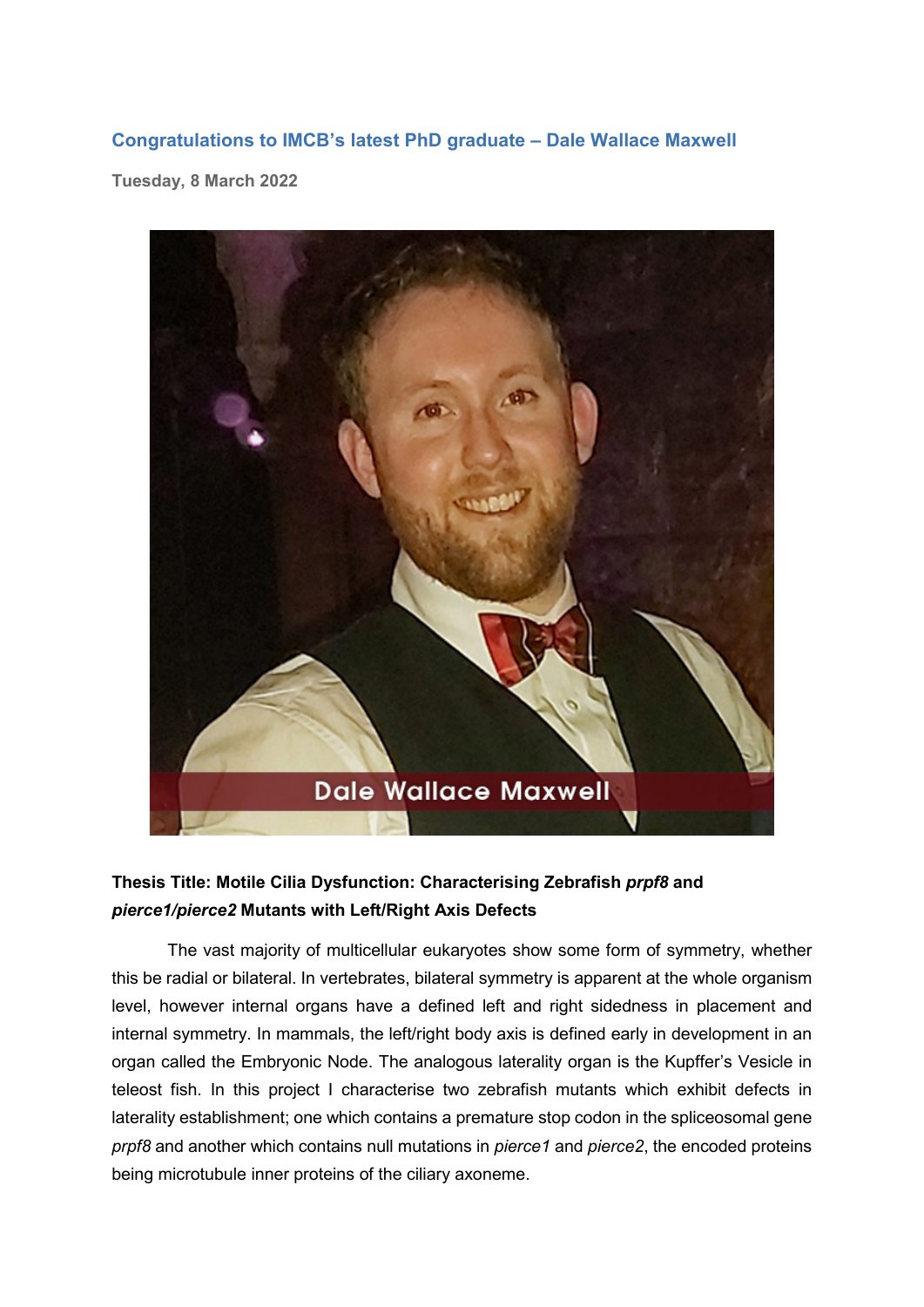## Congratulations to IMCB's latest PhD graduate – Dale Wallace Maxwell

**Tuesday, 8 March 2022**

**Thesis Title: Motile Cilia Dysfunction: Characterising Zebrafish *prpf8* and *pierce1/pierce2* Mutants with Left/Right Axis Defects**

The vast majority of multicellular eukaryotes show some form of symmetry, whether this be radial or bilateral. In vertebrates, bilateral symmetry is apparent at the whole organism level, however internal organs have a defined left and right sidedness in placement and internal symmetry. In mammals, the left/right body axis is defined early in development in an organ called the Embryonic Node. The analogous laterality organ is the Kupffer's Vesicle in teleost fish. In this project I characterise two zebrafish mutants which exhibit defects in laterality establishment; one which contains a premature stop codon in the spliceosomal gene *prpf8* and another which contains null mutations in *pierce1* and *pierce2*, the encoded proteins being microtubule inner proteins of the ciliary axoneme.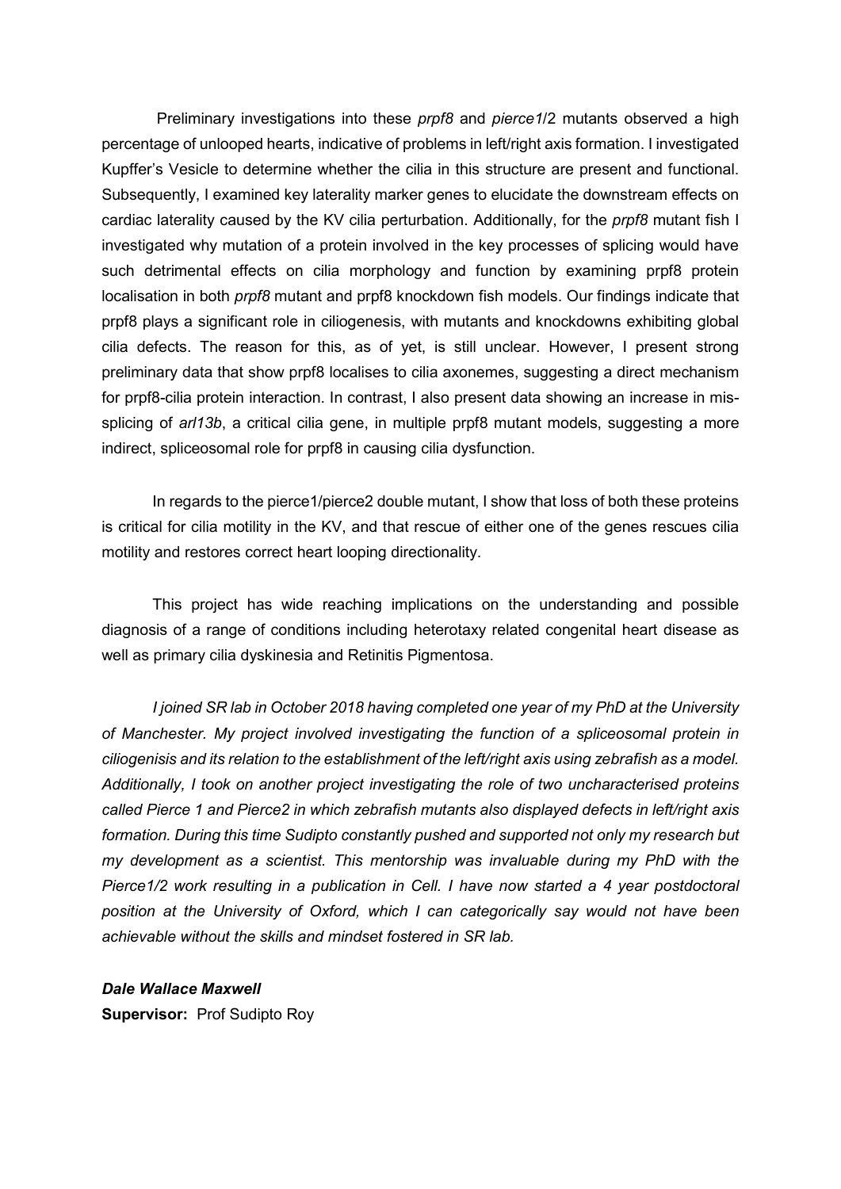Preliminary investigations into these *prpf8* and *pierce1*/2 mutants observed a high percentage of unlooped hearts, indicative of problems in left/right axis formation. I investigated Kupffer's Vesicle to determine whether the cilia in this structure are present and functional. Subsequently, I examined key laterality marker genes to elucidate the downstream effects on cardiac laterality caused by the KV cilia perturbation. Additionally, for the *prpf8* mutant fish I investigated why mutation of a protein involved in the key processes of splicing would have such detrimental effects on cilia morphology and function by examining prpf8 protein localisation in both *prpf8* mutant and prpf8 knockdown fish models. Our findings indicate that prpf8 plays a significant role in ciliogenesis, with mutants and knockdowns exhibiting global cilia defects. The reason for this, as of yet, is still unclear. However, I present strong preliminary data that show prpf8 localises to cilia axonemes, suggesting a direct mechanism for prpf8-cilia protein interaction. In contrast, I also present data showing an increase in mis-splicing of *arl13b*, a critical cilia gene, in multiple prpf8 mutant models, suggesting a more indirect, spliceosomal role for prpf8 in causing cilia dysfunction.

In regards to the pierce1/pierce2 double mutant, I show that loss of both these proteins is critical for cilia motility in the KV, and that rescue of either one of the genes rescues cilia motility and restores correct heart looping directionality.

This project has wide reaching implications on the understanding and possible diagnosis of a range of conditions including heterotaxy related congenital heart disease as well as primary cilia dyskinesia and Retinitis Pigmentosa.

*I joined SR lab in October 2018 having completed one year of my PhD at the University of Manchester. My project involved investigating the function of a spliceosomal protein in ciliogenisis and its relation to the establishment of the left/right axis using zebrafish as a model. Additionally, I took on another project investigating the role of two uncharacterised proteins called Pierce 1 and Pierce2 in which zebrafish mutants also displayed defects in left/right axis formation. During this time Sudipto constantly pushed and supported not only my research but my development as a scientist. This mentorship was invaluable during my PhD with the Pierce1/2 work resulting in a publication in Cell. I have now started a 4 year postdoctoral position at the University of Oxford, which I can categorically say would not have been achievable without the skills and mindset fostered in SR lab.*

***Dale Wallace Maxwell***
**Supervisor:** Prof Sudipto Roy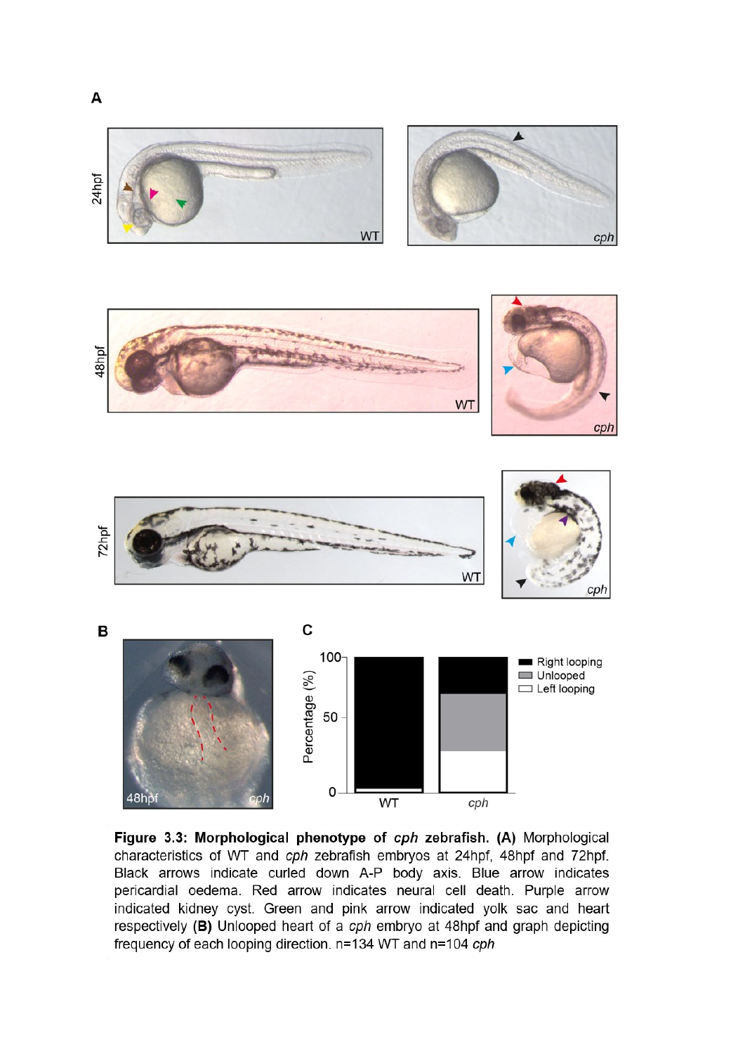A

24hpf

WT

cph

48hpf

WT

cph

72hpf

WT

cph

B

48hpf cph

C

Percentage (%)

100

50

0

WT

cph

Right looping

Unlooped

Left looping

**Figure 3.3: Morphological phenotype of *cph* zebrafish. (A)** Morphological characteristics of WT and *cph* zebrafish embryos at 24hpf, 48hpf and 72hpf. Black arrows indicate curled down A-P body axis. Blue arrow indicates pericardial oedema. Red arrow indicates neural cell death. Purple arrow indicated kidney cyst. Green and pink arrow indicated yolk sac and heart respectively **(B)** Unlooped heart of a *cph* embryo at 48hpf and graph depicting frequency of each looping direction. n=134 WT and n=104 *cph*